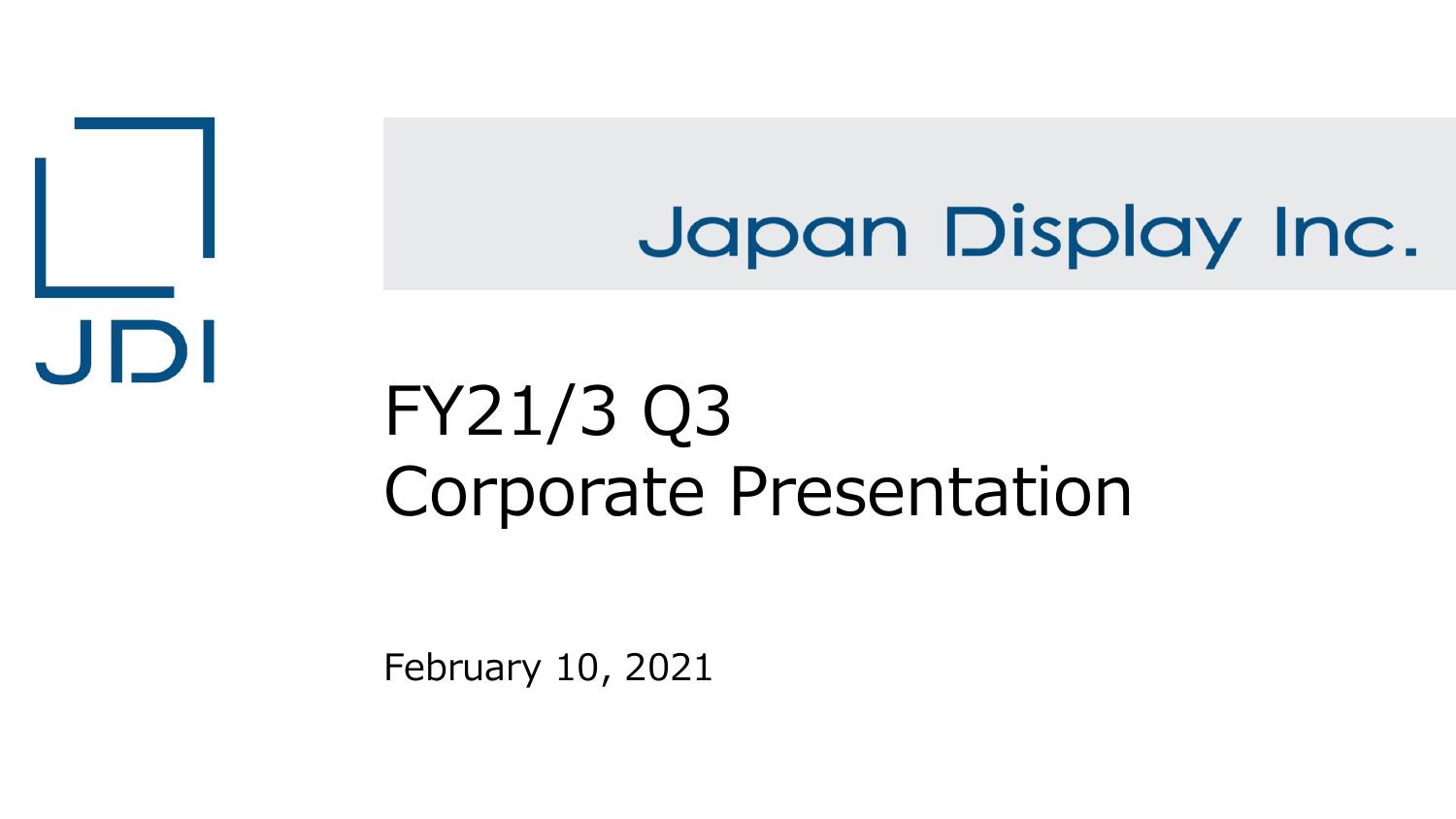JDI

Japan Display Inc.

# FY21/3 Q3
# Corporate Presentation

February 10, 2021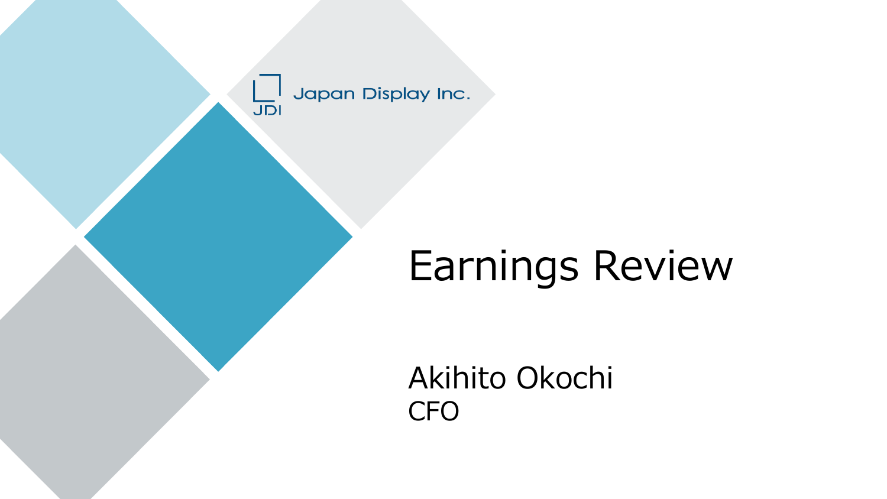Japan Display Inc.

# Earnings Review

Akihito Okochi
CFO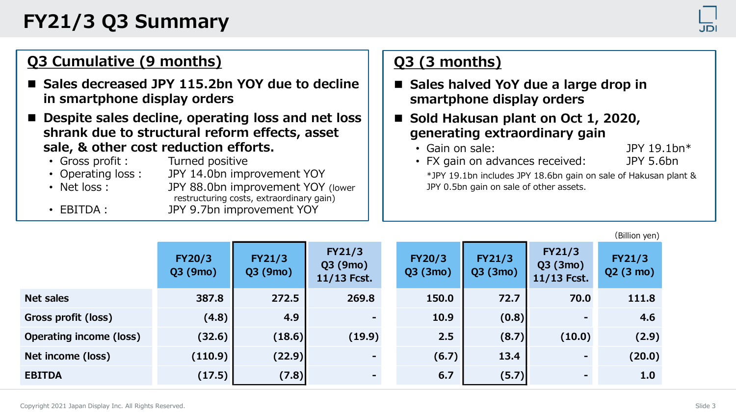# FY21/3 Q3 Summary

## Q3 Cumulative (9 months)

- **Sales decreased JPY 115.2bn YOY due to decline in smartphone display orders**
- **Despite sales decline, operating loss and net loss shrank due to structural reform effects, asset sale, & other cost reduction efforts.**
  - Gross profit : Turned positive
  - Operating loss : JPY 14.0bn improvement YOY
  - Net loss : JPY 88.0bn improvement YOY (lower restructuring costs, extraordinary gain)
  - EBITDA : JPY 9.7bn improvement YOY

## Q3 (3 months)

- **Sales halved YoY due a large drop in smartphone display orders**
- **Sold Hakusan plant on Oct 1, 2020, generating extraordinary gain**
  - Gain on sale: JPY 19.1bn*
  - FX gain on advances received: JPY 5.6bn

  *JPY 19.1bn includes JPY 18.6bn gain on sale of Hakusan plant & JPY 0.5bn gain on sale of other assets.

(Billion yen)

| | FY20/3 Q3 (9mo) | FY21/3 Q3 (9mo) | FY21/3 Q3 (9mo) 11/13 Fcst. | FY20/3 Q3 (3mo) | FY21/3 Q3 (3mo) | FY21/3 Q3 (3mo) 11/13 Fcst. | FY21/3 Q2 (3 mo) |
|---|---|---|---|---|---|---|---|
| **Net sales** | **387.8** | **272.5** | **269.8** | **150.0** | **72.7** | **70.0** | **111.8** |
| **Gross profit (loss)** | **(4.8)** | **4.9** | **-** | **10.9** | **(0.8)** | **-** | **4.6** |
| **Operating income (loss)** | **(32.6)** | **(18.6)** | **(19.9)** | **2.5** | **(8.7)** | **(10.0)** | **(2.9)** |
| **Net income (loss)** | **(110.9)** | **(22.9)** | **-** | **(6.7)** | **13.4** | **-** | **(20.0)** |
| **EBITDA** | **(17.5)** | **(7.8)** | **-** | **6.7** | **(5.7)** | **-** | **1.0** |

Copyright 2021 Japan Display Inc. All Rights Reserved.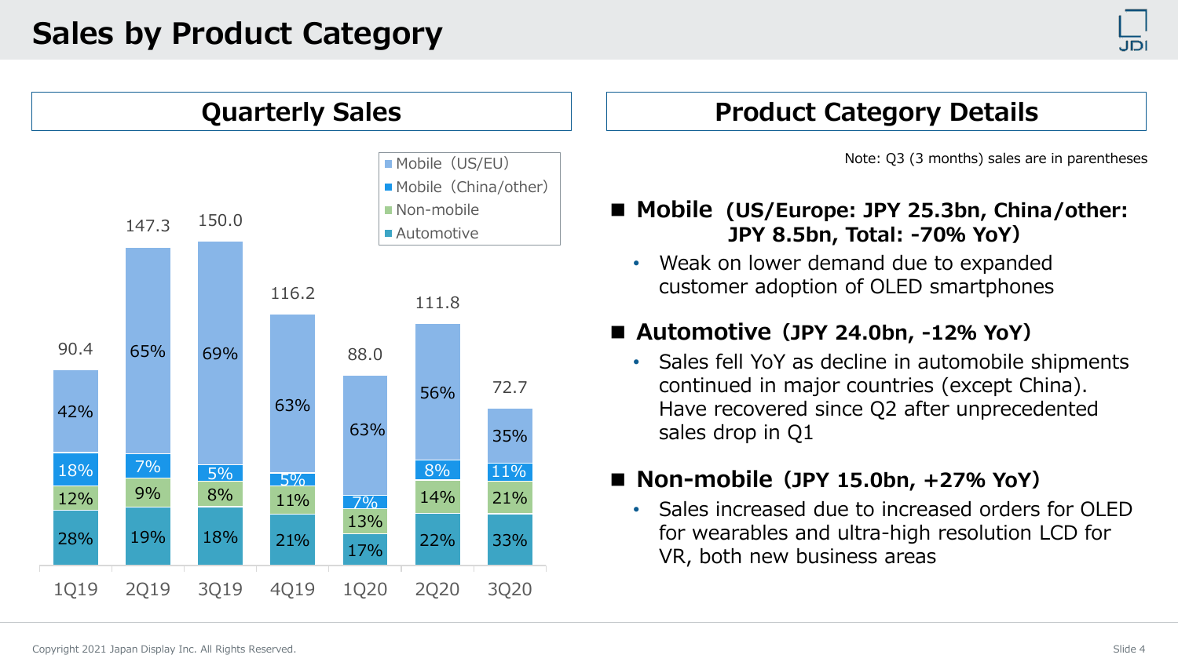# Sales by Product Category

## Quarterly Sales

Mobile（US/EU）
Mobile（China/other）
Non-mobile
Automotive

1Q19: 90.4 — 42%, 18%, 12%, 28%
2Q19: 147.3 — 65%, 7%, 9%, 19%
3Q19: 150.0 — 69%, 5%, 8%, 18%
4Q19: 116.2 — 63%, 5%, 11%, 21%
1Q20: 88.0 — 63%, 7%, 13%, 17%
2Q20: 111.8 — 56%, 8%, 14%, 22%
3Q20: 72.7 — 35%, 11%, 21%, 33%

## Product Category Details

Note: Q3 (3 months) sales are in parentheses

- **Mobile (US/Europe: JPY 25.3bn, China/other: JPY 8.5bn, Total: -70% YoY)**
  - Weak on lower demand due to expanded customer adoption of OLED smartphones
- **Automotive (JPY 24.0bn, -12% YoY)**
  - Sales fell YoY as decline in automobile shipments continued in major countries (except China). Have recovered since Q2 after unprecedented sales drop in Q1
- **Non-mobile (JPY 15.0bn, +27% YoY)**
  - Sales increased due to increased orders for OLED for wearables and ultra-high resolution LCD for VR, both new business areas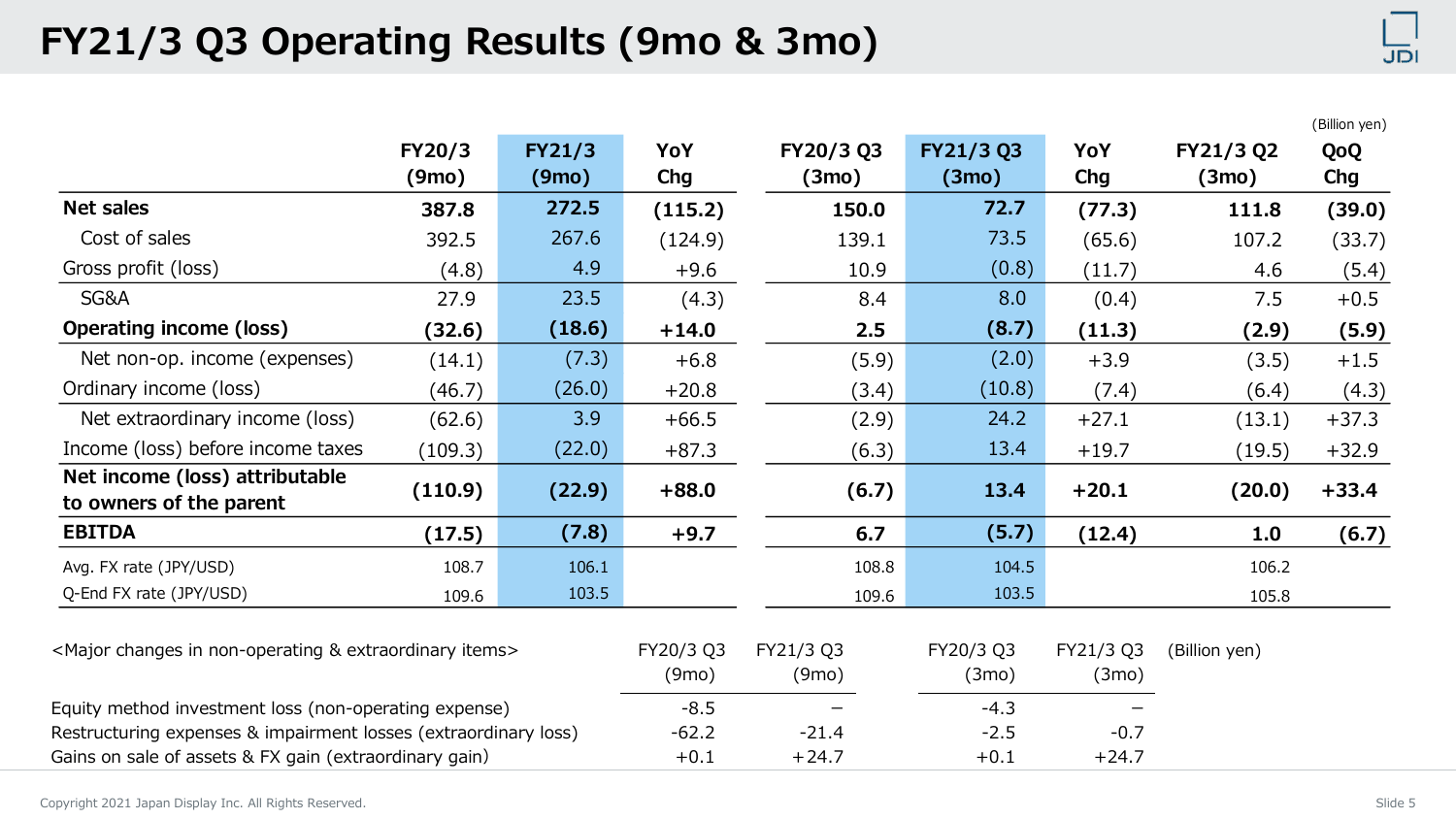# FY21/3 Q3 Operating Results (9mo & 3mo)

(Billion yen)

| | FY20/3 (9mo) | FY21/3 (9mo) | YoY Chg | FY20/3 Q3 (3mo) | FY21/3 Q3 (3mo) | YoY Chg | FY21/3 Q2 (3mo) | QoQ Chg |
|---|---|---|---|---|---|---|---|---|
| **Net sales** | **387.8** | **272.5** | **(115.2)** | **150.0** | **72.7** | **(77.3)** | **111.8** | **(39.0)** |
| Cost of sales | 392.5 | 267.6 | (124.9) | 139.1 | 73.5 | (65.6) | 107.2 | (33.7) |
| Gross profit (loss) | (4.8) | 4.9 | +9.6 | 10.9 | (0.8) | (11.7) | 4.6 | (5.4) |
| SG&A | 27.9 | 23.5 | (4.3) | 8.4 | 8.0 | (0.4) | 7.5 | +0.5 |
| **Operating income (loss)** | **(32.6)** | **(18.6)** | **+14.0** | **2.5** | **(8.7)** | **(11.3)** | **(2.9)** | **(5.9)** |
| Net non-op. income (expenses) | (14.1) | (7.3) | +6.8 | (5.9) | (2.0) | +3.9 | (3.5) | +1.5 |
| Ordinary income (loss) | (46.7) | (26.0) | +20.8 | (3.4) | (10.8) | (7.4) | (6.4) | (4.3) |
| Net extraordinary income (loss) | (62.6) | 3.9 | +66.5 | (2.9) | 24.2 | +27.1 | (13.1) | +37.3 |
| Income (loss) before income taxes | (109.3) | (22.0) | +87.3 | (6.3) | 13.4 | +19.7 | (19.5) | +32.9 |
| **Net income (loss) attributable to owners of the parent** | **(110.9)** | **(22.9)** | **+88.0** | **(6.7)** | **13.4** | **+20.1** | **(20.0)** | **+33.4** |
| **EBITDA** | **(17.5)** | **(7.8)** | **+9.7** | **6.7** | **(5.7)** | **(12.4)** | **1.0** | **(6.7)** |
| Avg. FX rate (JPY/USD) | 108.7 | 106.1 | | 108.8 | 104.5 | | 106.2 | |
| Q-End FX rate (JPY/USD) | 109.6 | 103.5 | | 109.6 | 103.5 | | 105.8 | |

(Billion yen)

| <Major changes in non-operating & extraordinary items> | FY20/3 Q3 (9mo) | FY21/3 Q3 (9mo) | FY20/3 Q3 (3mo) | FY21/3 Q3 (3mo) |
|---|---|---|---|---|
| Equity method investment loss (non-operating expense) | -8.5 | – | -4.3 | – |
| Restructuring expenses & impairment losses (extraordinary loss) | -62.2 | -21.4 | -2.5 | -0.7 |
| Gains on sale of assets & FX gain (extraordinary gain) | +0.1 | +24.7 | +0.1 | +24.7 |

Copyright 2021 Japan Display Inc. All Rights Reserved.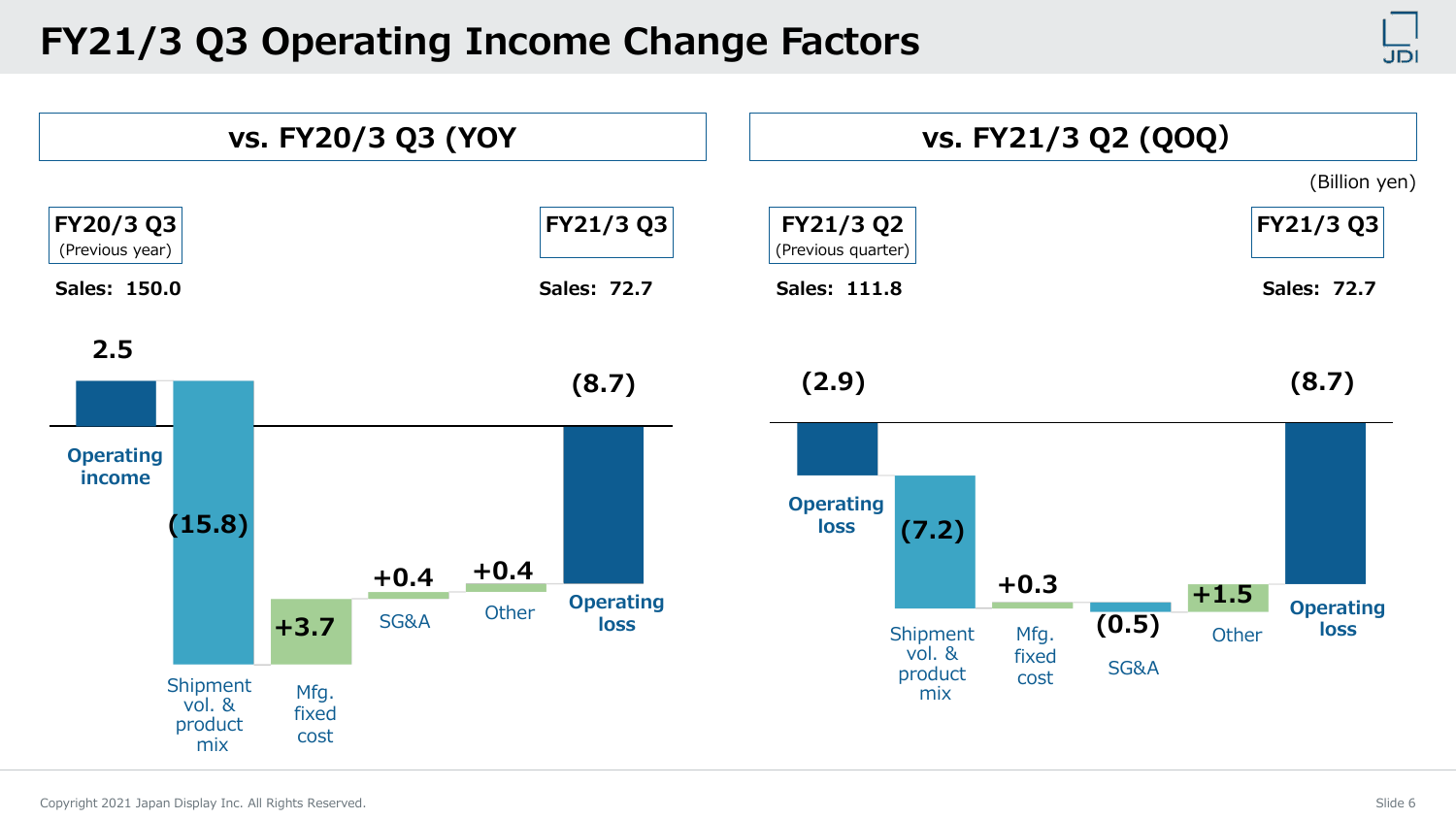# FY21/3 Q3 Operating Income Change Factors

## vs. FY20/3 Q3 (YOY

FY20/3 Q3 (Previous year)

Sales: 150.0

FY21/3 Q3

Sales: 72.7

2.5

Operating income

(15.8)

Shipment vol. & product mix

+3.7

Mfg. fixed cost

+0.4

SG&A

+0.4

Other

(8.7)

Operating loss

## vs. FY21/3 Q2 (QOQ)

(Billion yen)

FY21/3 Q2 (Previous quarter)

Sales: 111.8

FY21/3 Q3

Sales: 72.7

(2.9)

Operating loss

(7.2)

Shipment vol. & product mix

+0.3

Mfg. fixed cost

(0.5)

SG&A

+1.5

Other

(8.7)

Operating loss

Copyright 2021 Japan Display Inc. All Rights Reserved.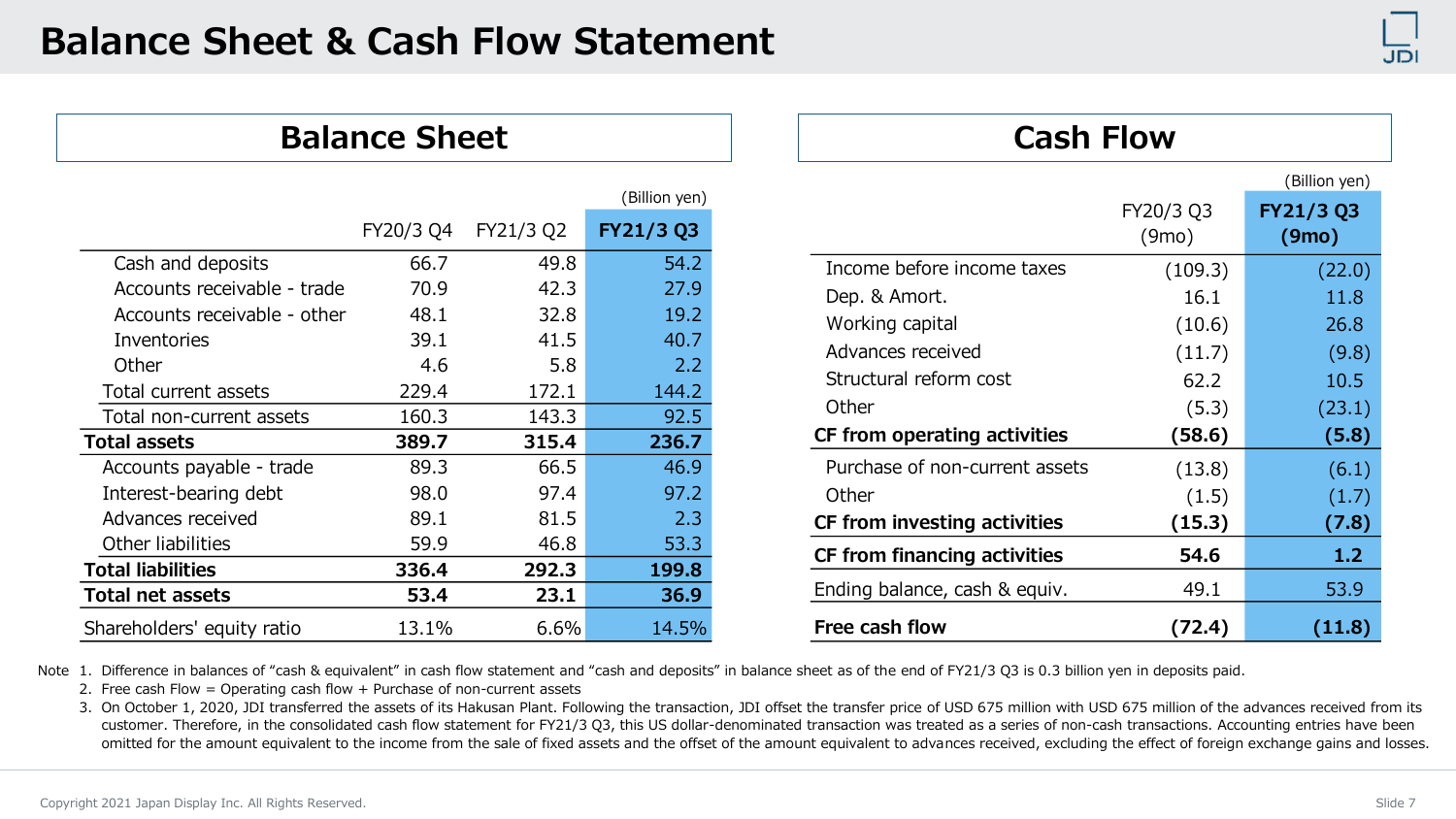# Balance Sheet & Cash Flow Statement

## Balance Sheet

(Billion yen)

| | FY20/3 Q4 | FY21/3 Q2 | **FY21/3 Q3** |
|---|---|---|---|
| Cash and deposits | 66.7 | 49.8 | 54.2 |
| Accounts receivable - trade | 70.9 | 42.3 | 27.9 |
| Accounts receivable - other | 48.1 | 32.8 | 19.2 |
| Inventories | 39.1 | 41.5 | 40.7 |
| Other | 4.6 | 5.8 | 2.2 |
| Total current assets | 229.4 | 172.1 | 144.2 |
| Total non-current assets | 160.3 | 143.3 | 92.5 |
| **Total assets** | **389.7** | **315.4** | **236.7** |
| Accounts payable - trade | 89.3 | 66.5 | 46.9 |
| Interest-bearing debt | 98.0 | 97.4 | 97.2 |
| Advances received | 89.1 | 81.5 | 2.3 |
| Other liabilities | 59.9 | 46.8 | 53.3 |
| **Total liabilities** | **336.4** | **292.3** | **199.8** |
| **Total net assets** | **53.4** | **23.1** | **36.9** |
| Shareholders' equity ratio | 13.1% | 6.6% | 14.5% |

## Cash Flow

(Billion yen)

| | FY20/3 Q3 (9mo) | **FY21/3 Q3 (9mo)** |
|---|---|---|
| Income before income taxes | (109.3) | (22.0) |
| Dep. & Amort. | 16.1 | 11.8 |
| Working capital | (10.6) | 26.8 |
| Advances received | (11.7) | (9.8) |
| Structural reform cost | 62.2 | 10.5 |
| Other | (5.3) | (23.1) |
| **CF from operating activities** | **(58.6)** | **(5.8)** |
| Purchase of non-current assets | (13.8) | (6.1) |
| Other | (1.5) | (1.7) |
| **CF from investing activities** | **(15.3)** | **(7.8)** |
| **CF from financing activities** | **54.6** | **1.2** |
| Ending balance, cash & equiv. | 49.1 | 53.9 |
| **Free cash flow** | **(72.4)** | **(11.8)** |

Note 1. Difference in balances of "cash & equivalent" in cash flow statement and "cash and deposits" in balance sheet as of the end of FY21/3 Q3 is 0.3 billion yen in deposits paid.

2. Free cash Flow = Operating cash flow + Purchase of non-current assets

3. On October 1, 2020, JDI transferred the assets of its Hakusan Plant. Following the transaction, JDI offset the transfer price of USD 675 million with USD 675 million of the advances received from its customer. Therefore, in the consolidated cash flow statement for FY21/3 Q3, this US dollar-denominated transaction was treated as a series of non-cash transactions. Accounting entries have been omitted for the amount equivalent to the income from the sale of fixed assets and the offset of the amount equivalent to advances received, excluding the effect of foreign exchange gains and losses.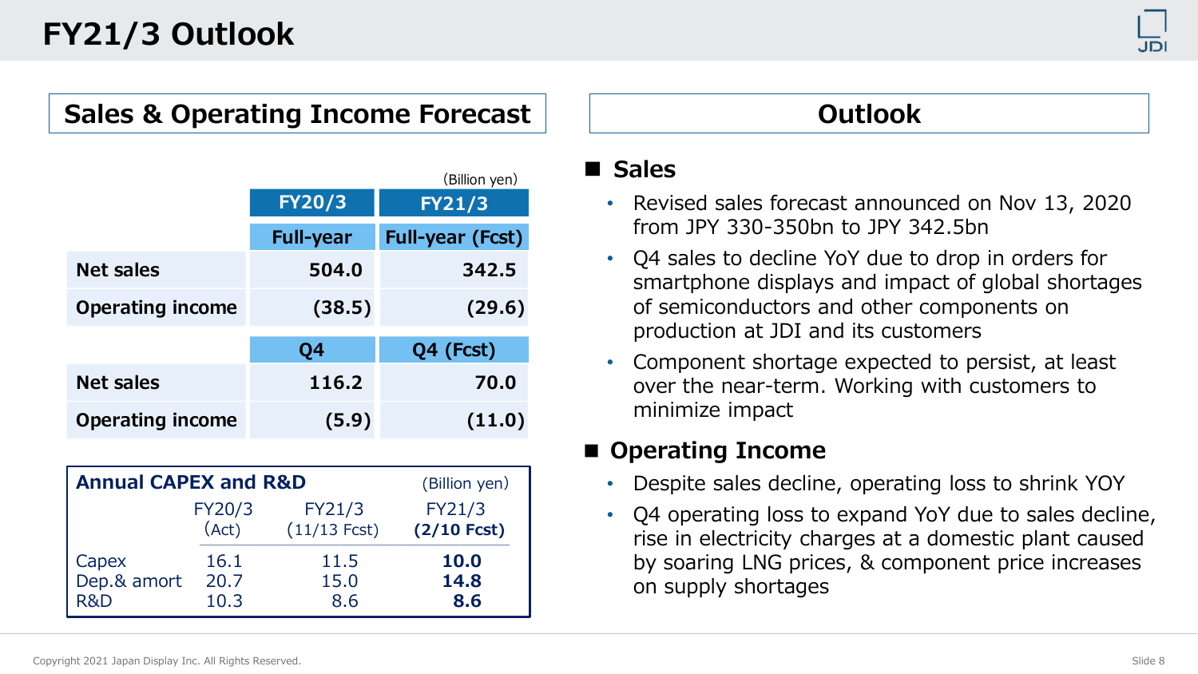# FY21/3 Outlook

## Sales & Operating Income Forecast

(Billion yen)

| | FY20/3 | FY21/3 |
|---|---|---|
| | **Full-year** | **Full-year (Fcst)** |
| **Net sales** | **504.0** | **342.5** |
| **Operating income** | **(38.5)** | **(29.6)** |
| | **Q4** | **Q4 (Fcst)** |
| **Net sales** | **116.2** | **70.0** |
| **Operating income** | **(5.9)** | **(11.0)** |

**Annual CAPEX and R&D** (Billion yen)

| | FY20/3 (Act) | FY21/3 (11/13 Fcst) | FY21/3 (2/10 Fcst) |
|---|---|---|---|
| Capex | 16.1 | 11.5 | **10.0** |
| Dep.& amort | 20.7 | 15.0 | **14.8** |
| R&D | 10.3 | 8.6 | **8.6** |

## Outlook

### Sales

- Revised sales forecast announced on Nov 13, 2020 from JPY 330-350bn to JPY 342.5bn
- Q4 sales to decline YoY due to drop in orders for smartphone displays and impact of global shortages of semiconductors and other components on production at JDI and its customers
- Component shortage expected to persist, at least over the near-term. Working with customers to minimize impact

### Operating Income

- Despite sales decline, operating loss to shrink YOY
- Q4 operating loss to expand YoY due to sales decline, rise in electricity charges at a domestic plant caused by soaring LNG prices, & component price increases on supply shortages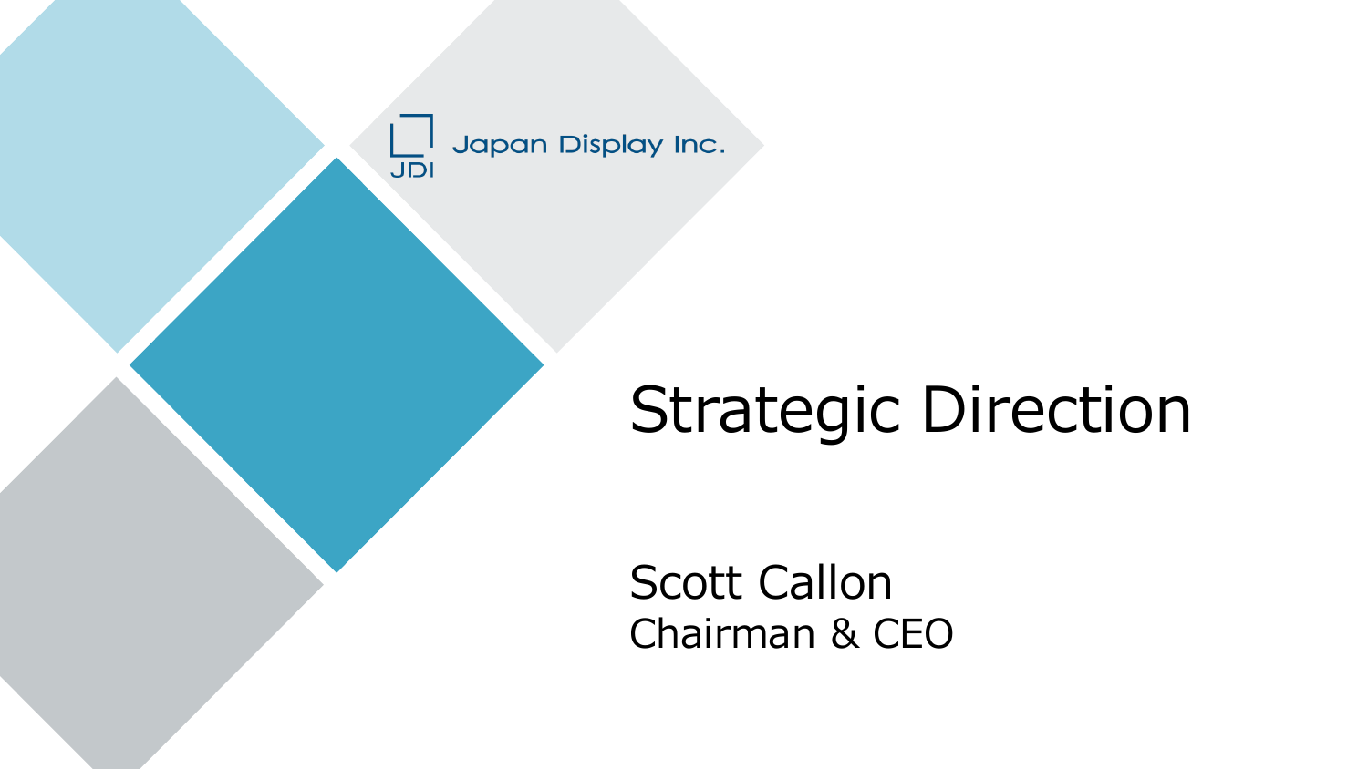Japan Display Inc.

# Strategic Direction

Scott Callon
Chairman & CEO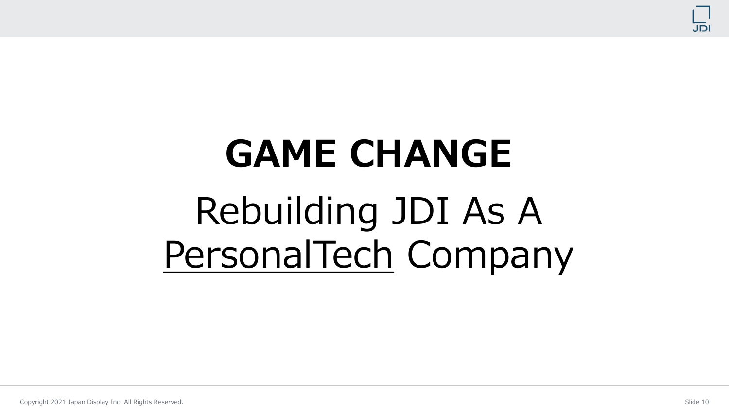# GAME CHANGE

Rebuilding JDI As A <u>PersonalTech</u> Company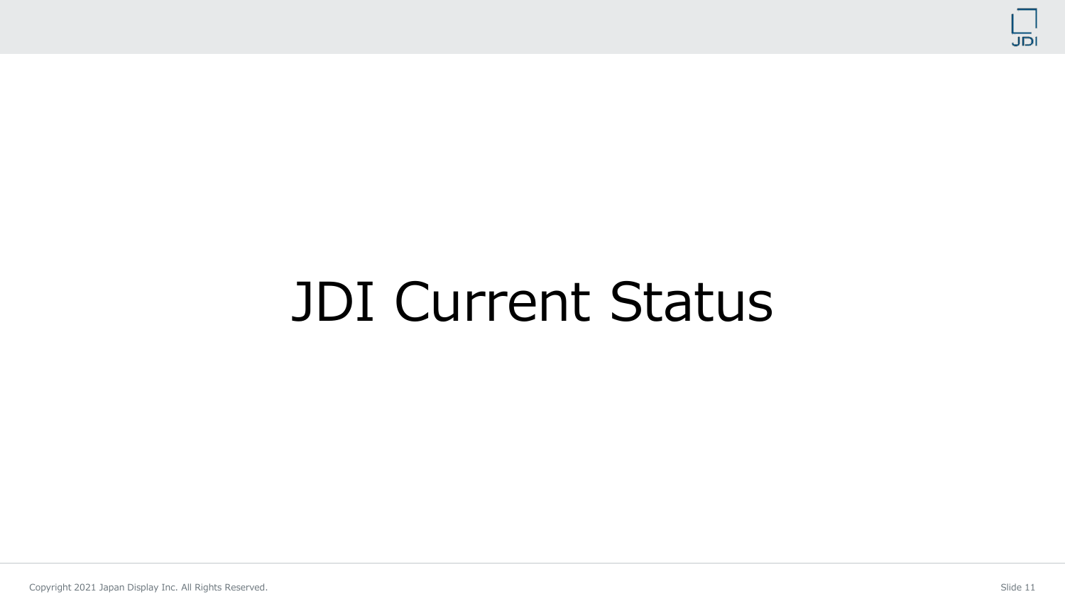# JDI Current Status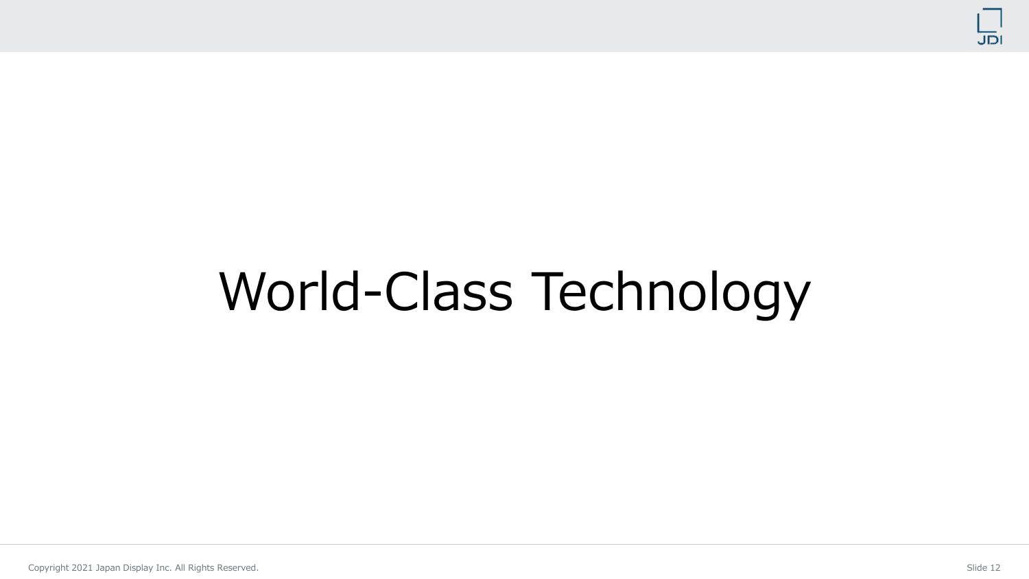# World-Class Technology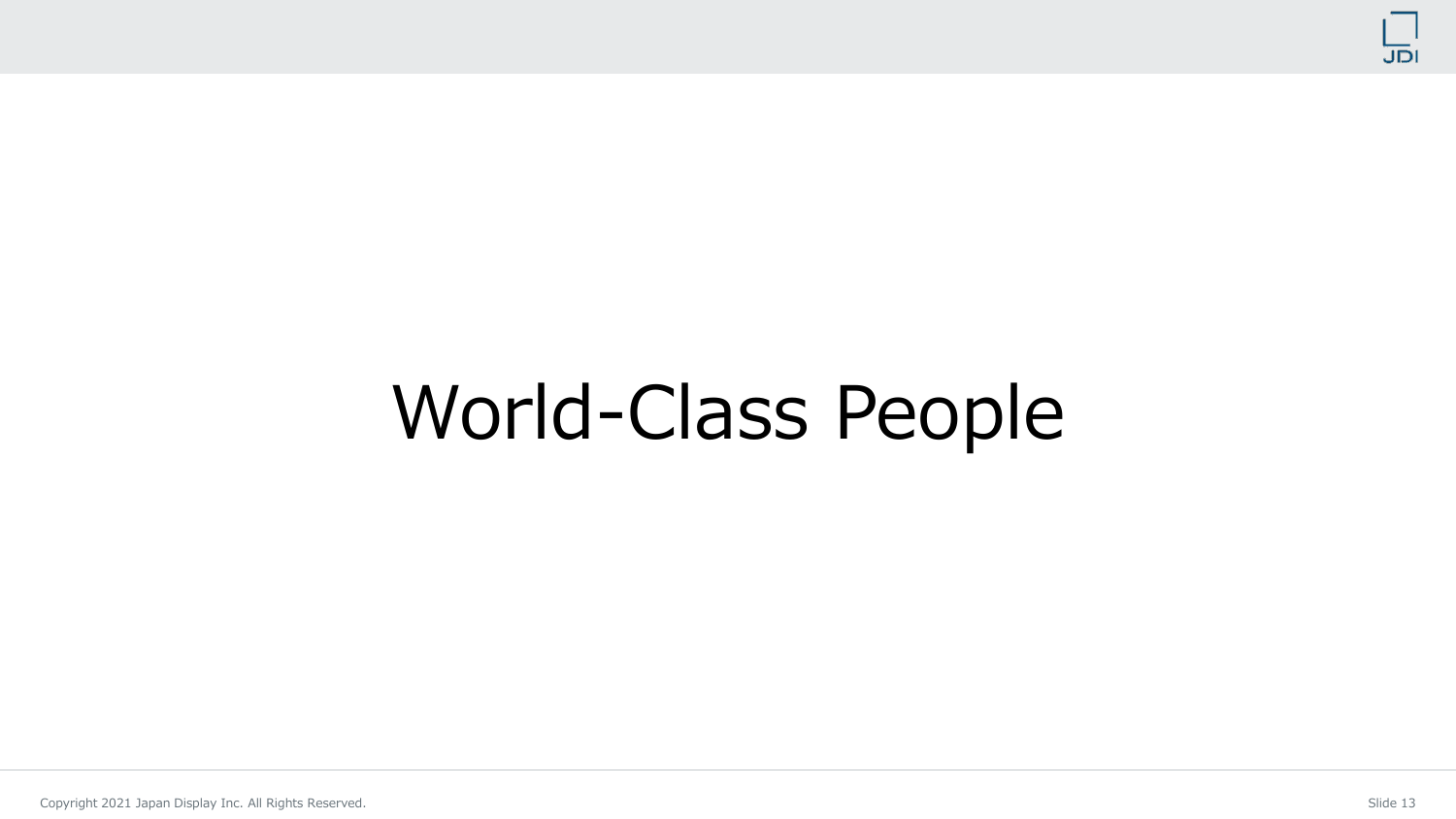# World-Class People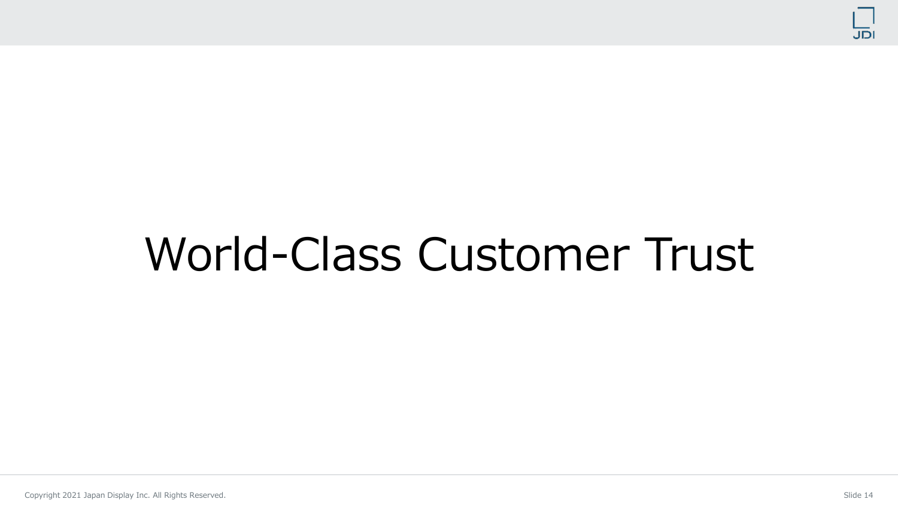# World-Class Customer Trust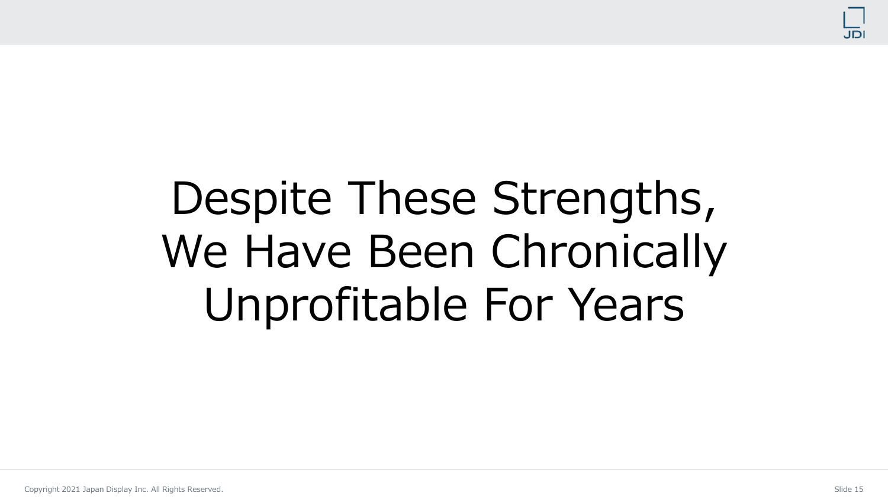# Despite These Strengths, We Have Been Chronically Unprofitable For Years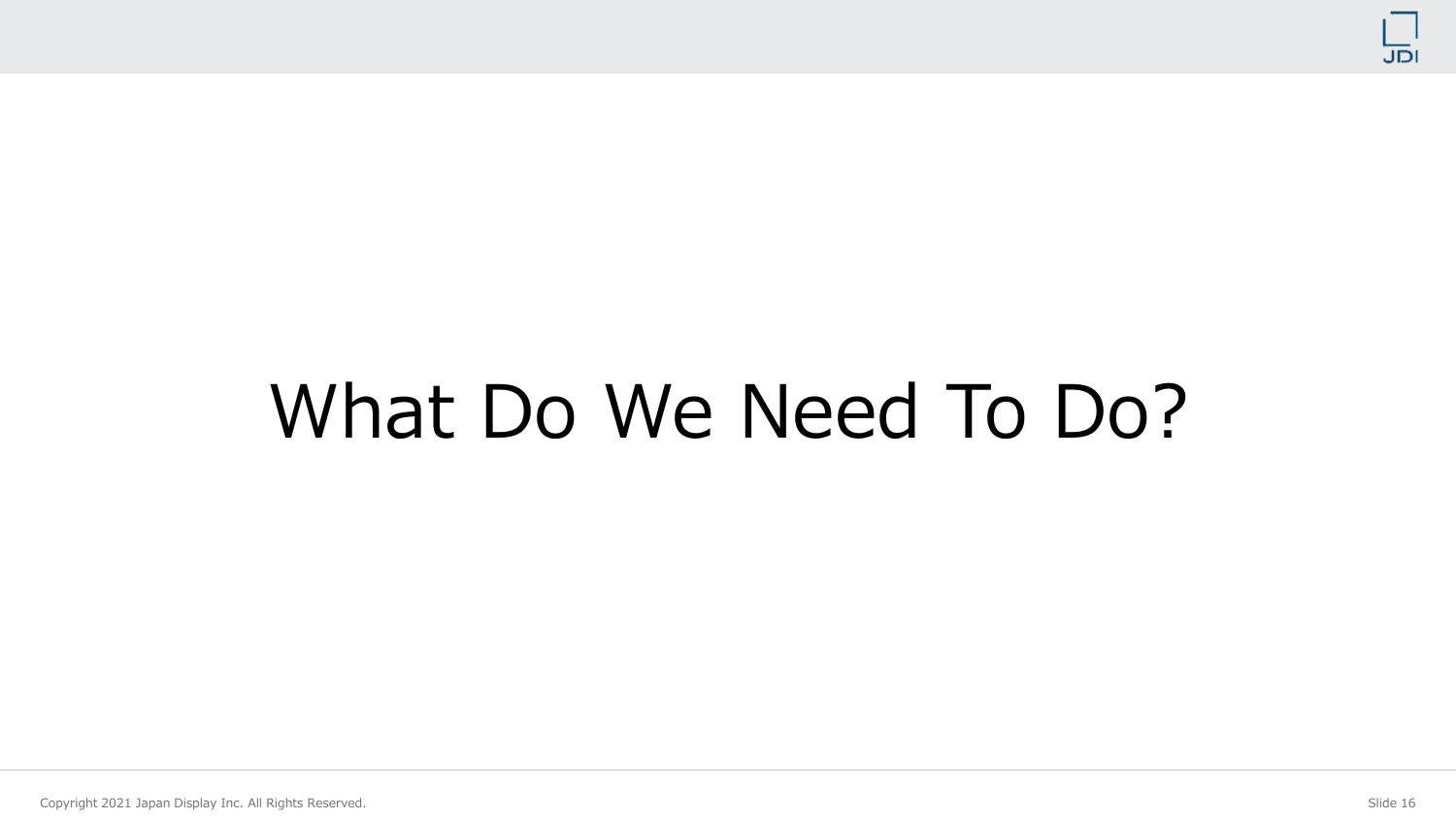# What Do We Need To Do?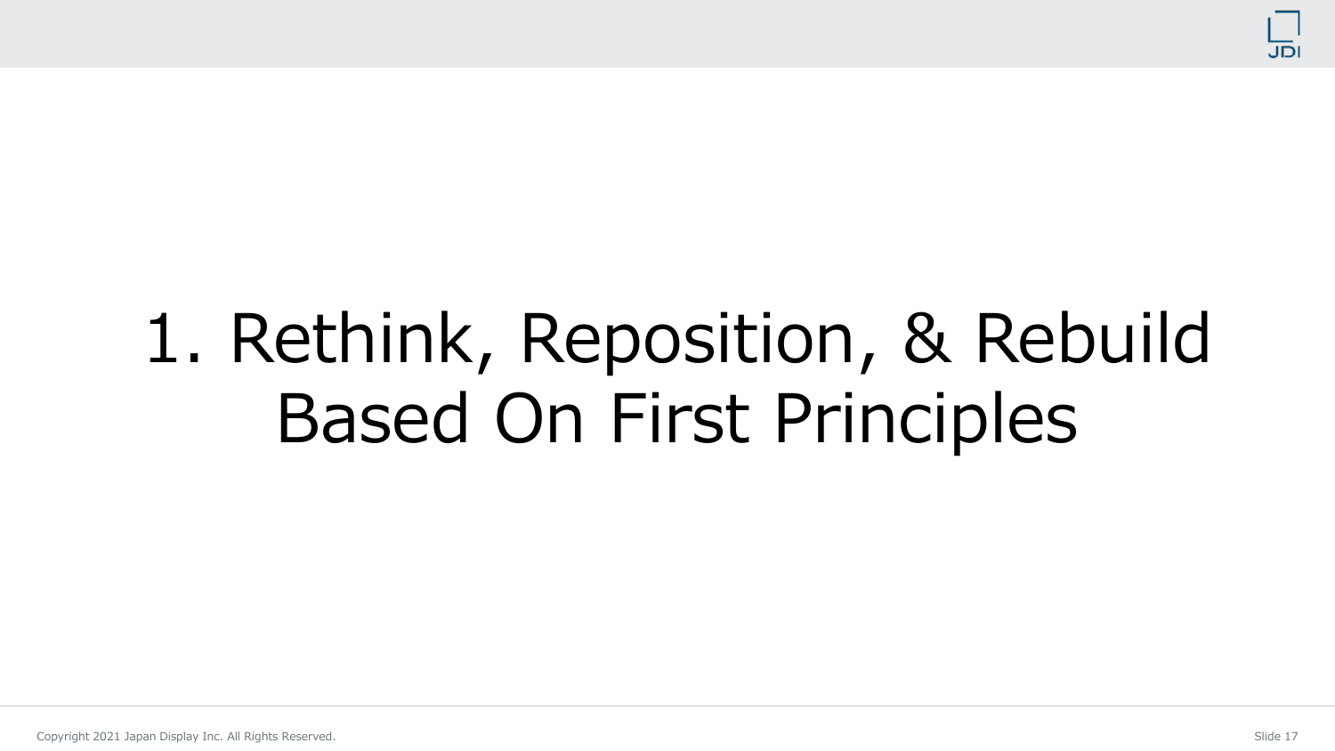# 1. Rethink, Reposition, & Rebuild Based On First Principles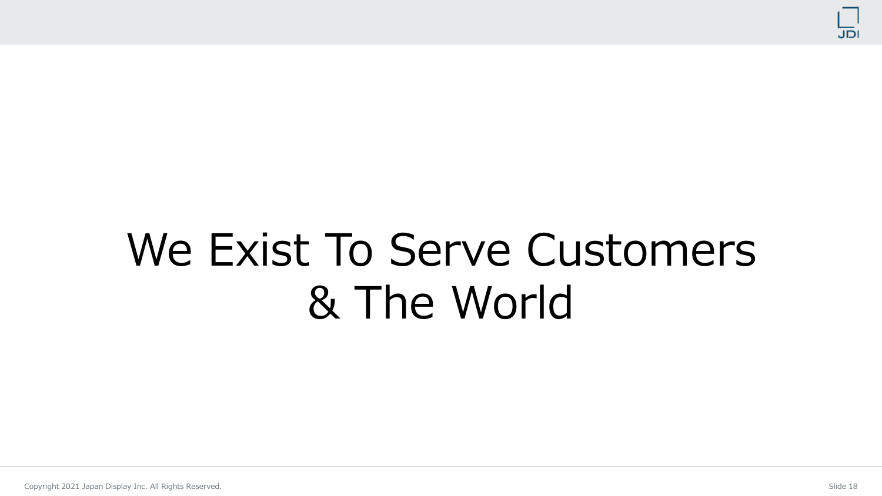# We Exist To Serve Customers & The World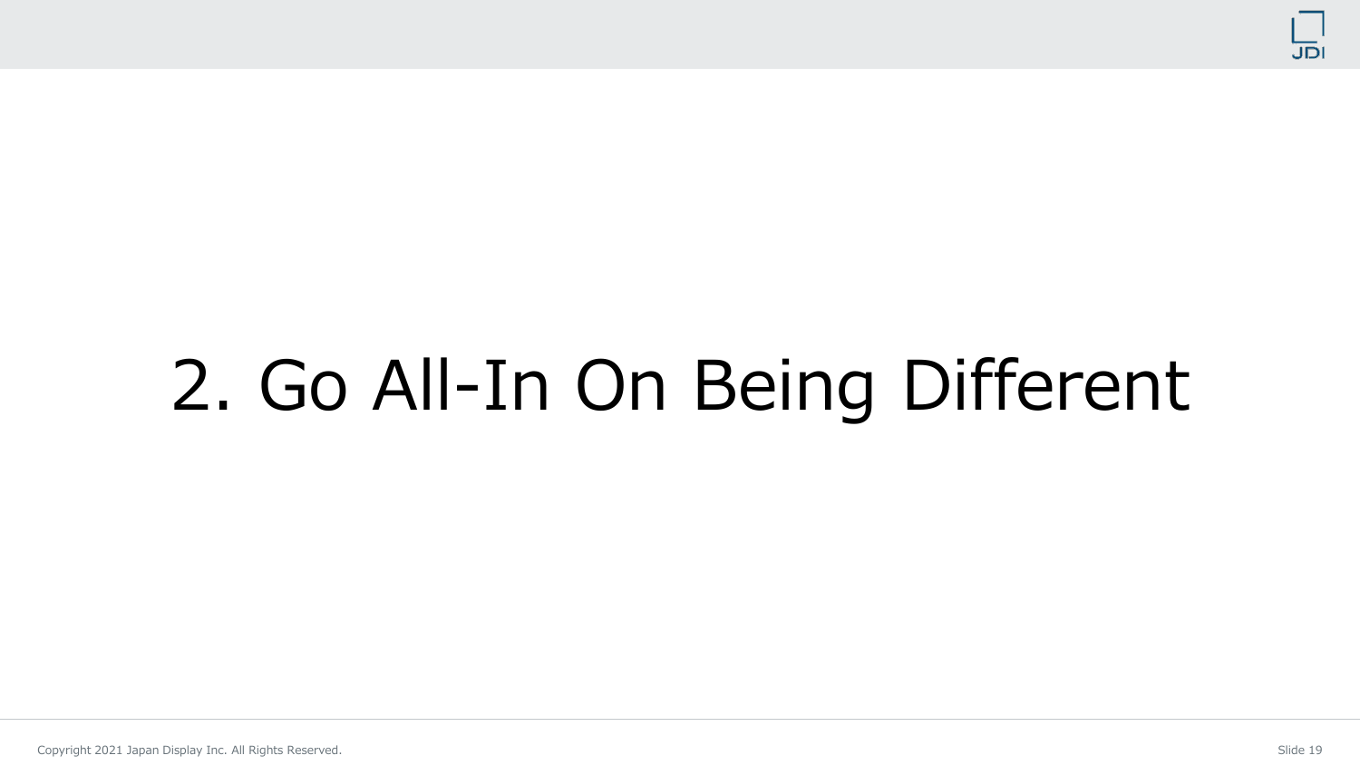# 2. Go All-In On Being Different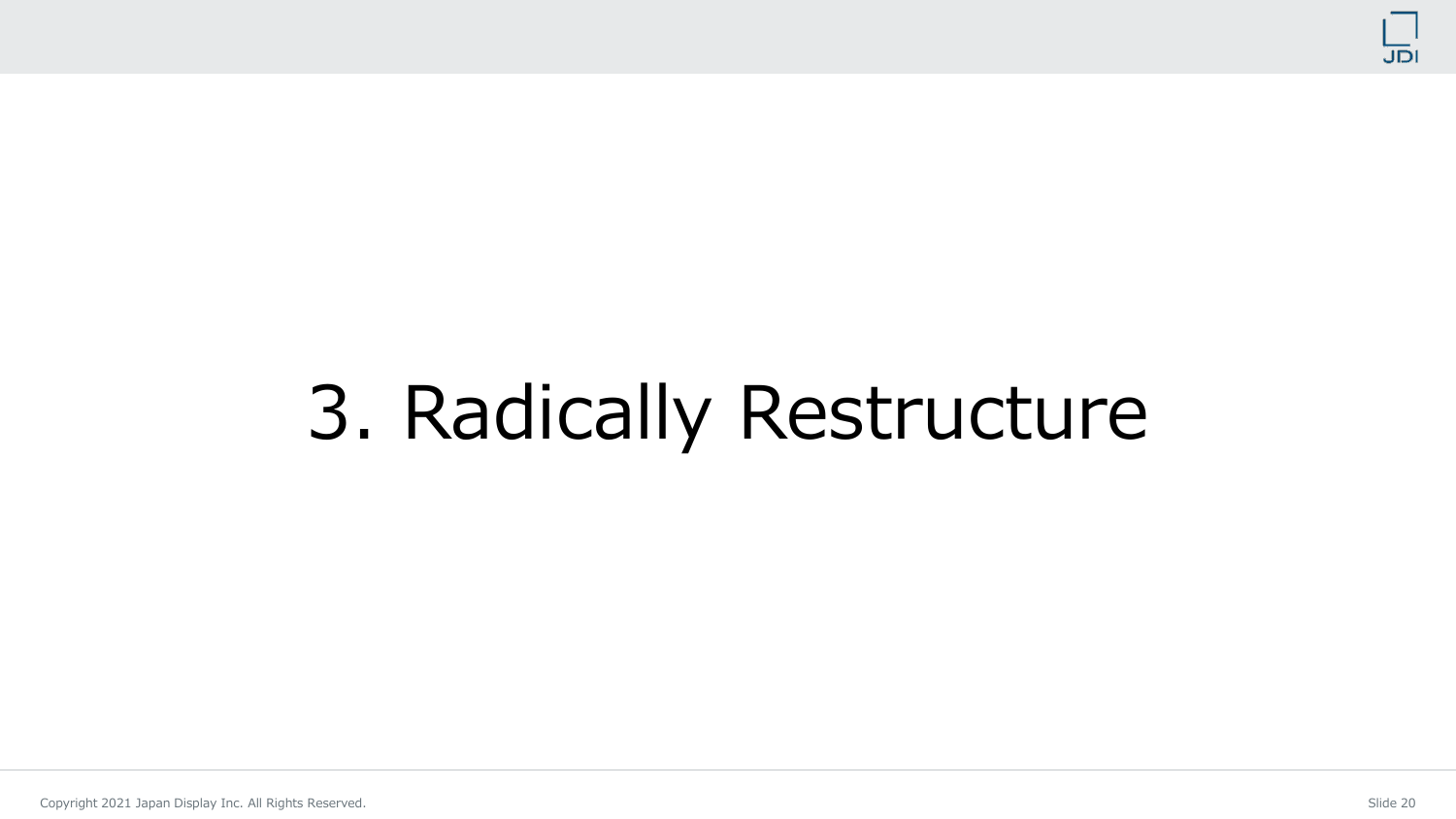# 3. Radically Restructure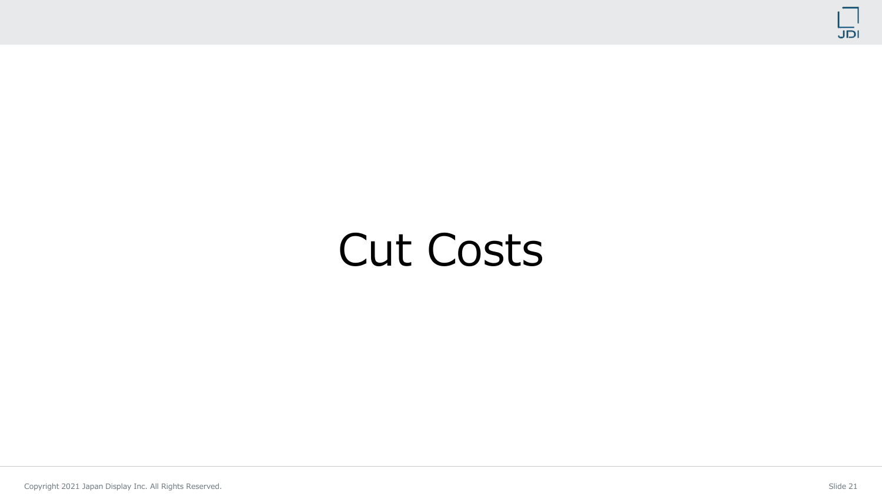# Cut Costs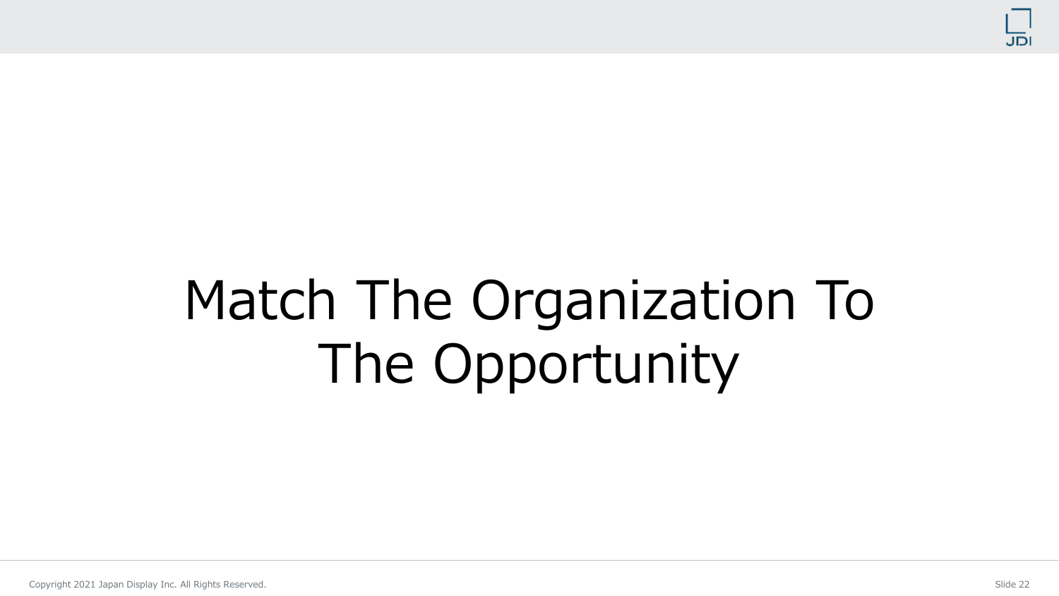# Match The Organization To The Opportunity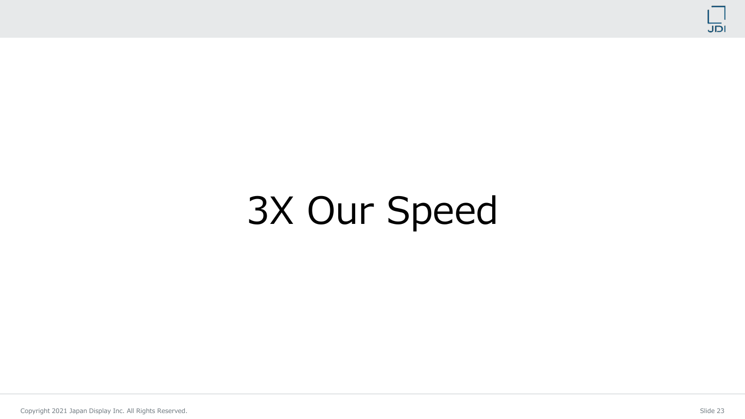# 3X Our Speed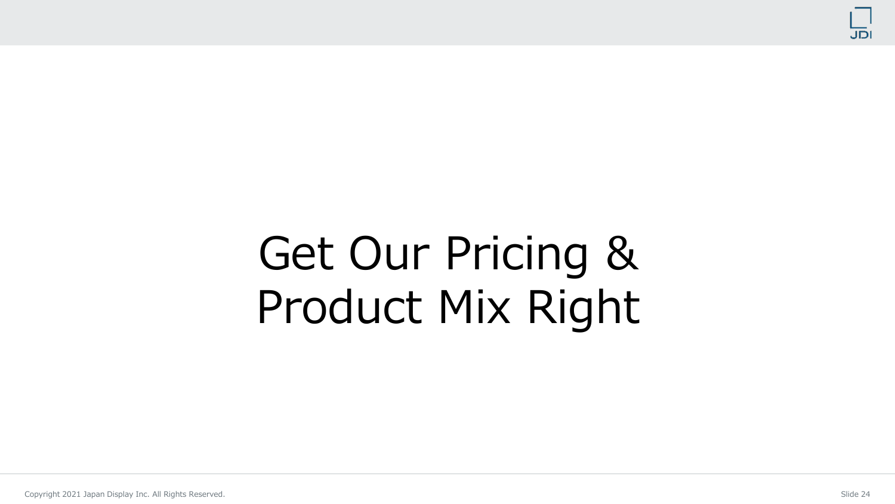# Get Our Pricing & Product Mix Right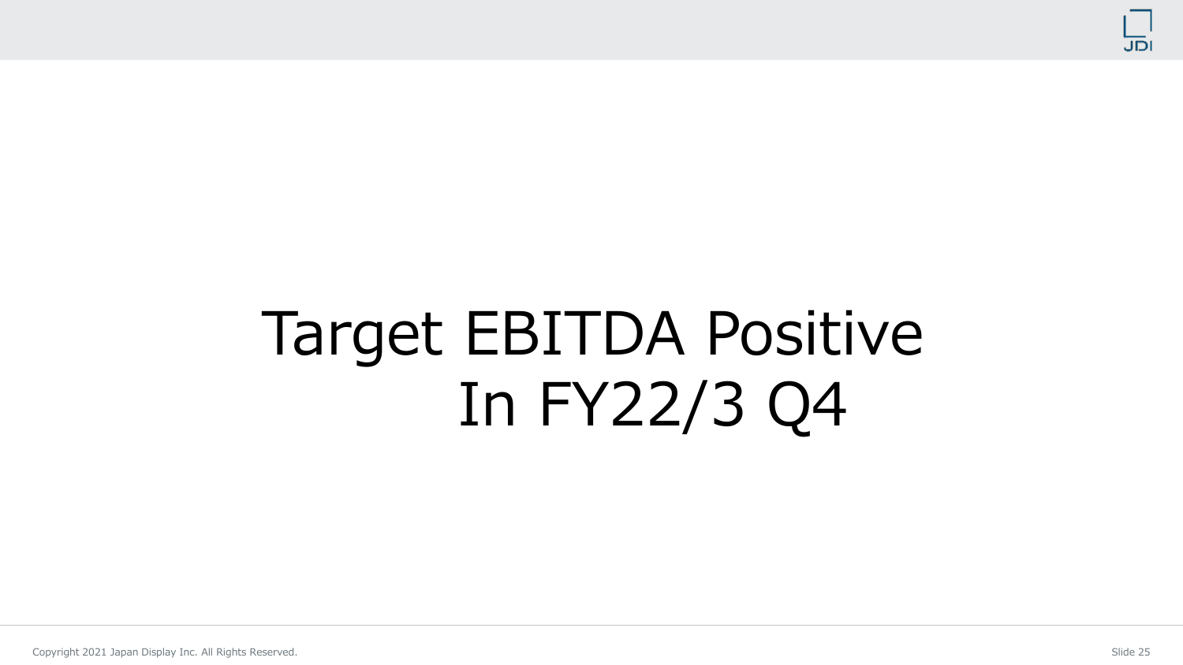# Target EBITDA Positive In FY22/3 Q4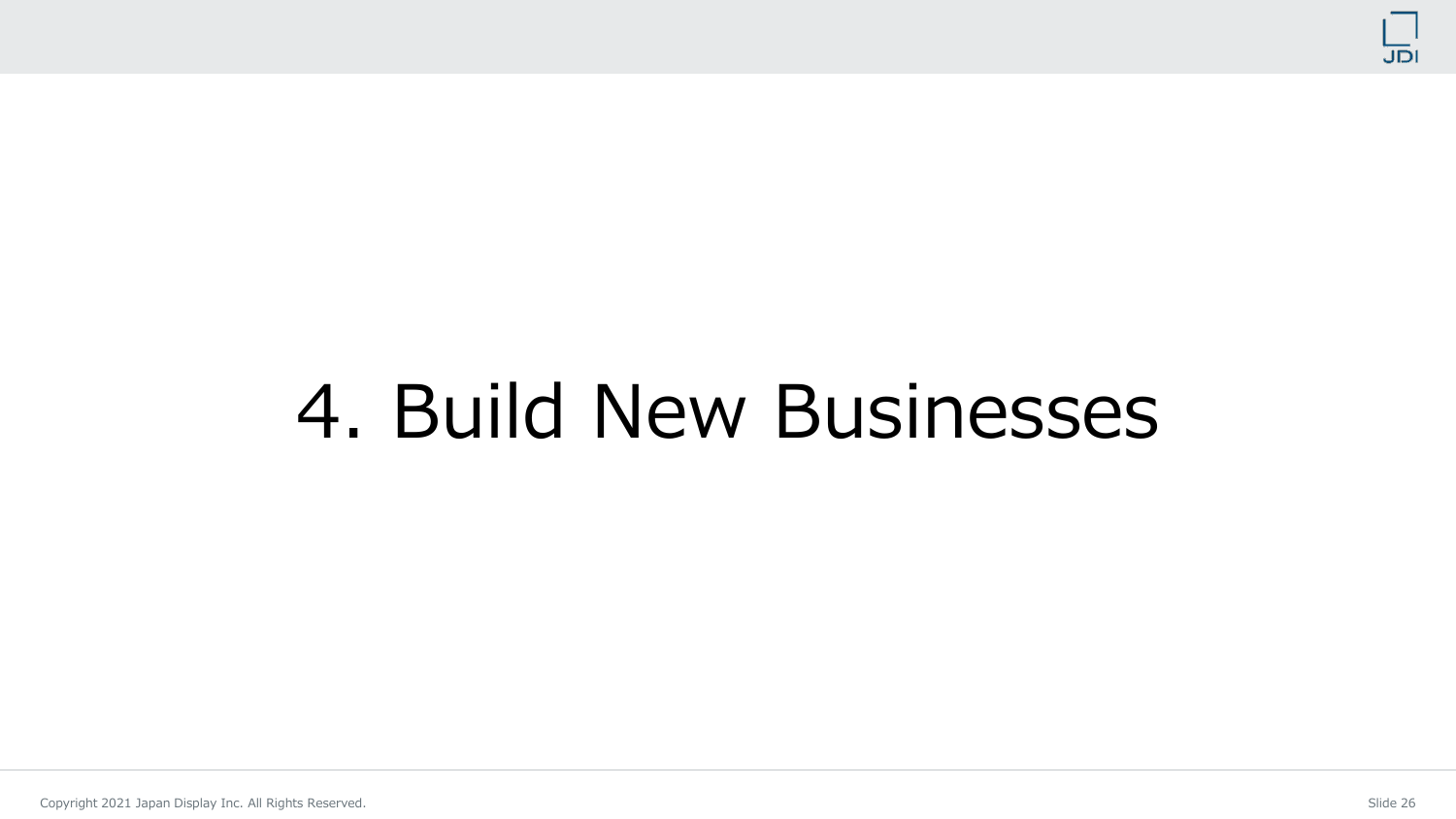# 4. Build New Businesses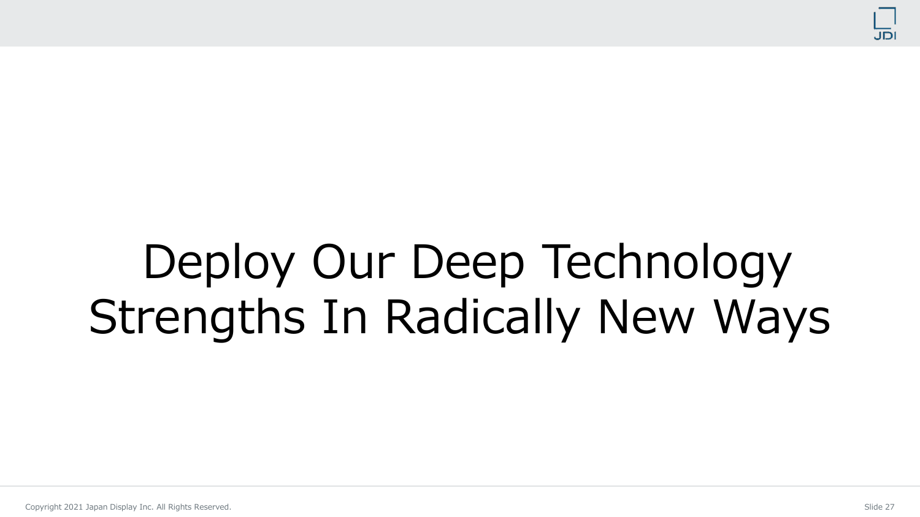# Deploy Our Deep Technology Strengths In Radically New Ways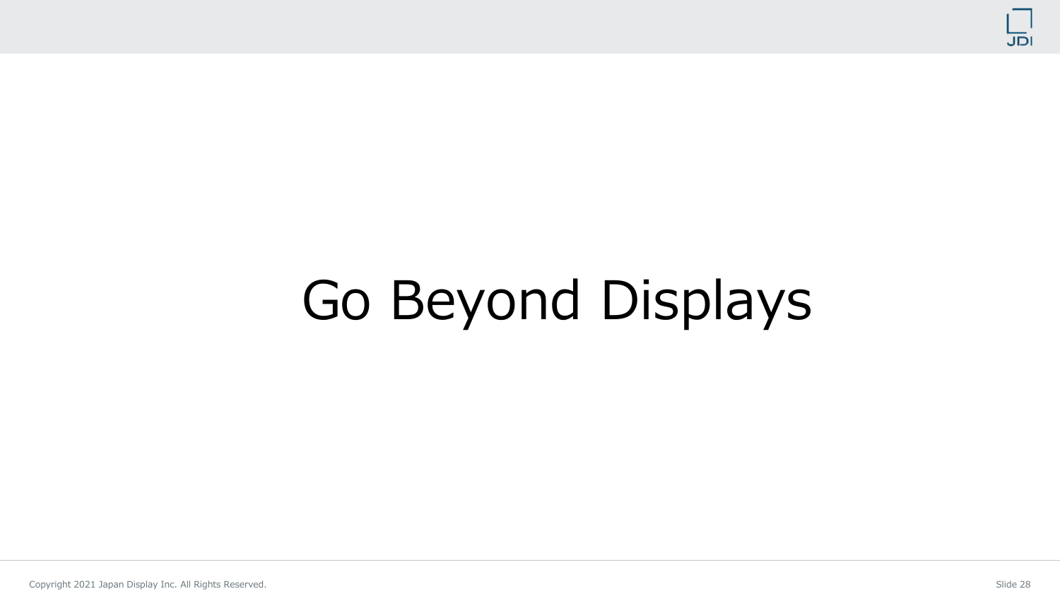# Go Beyond Displays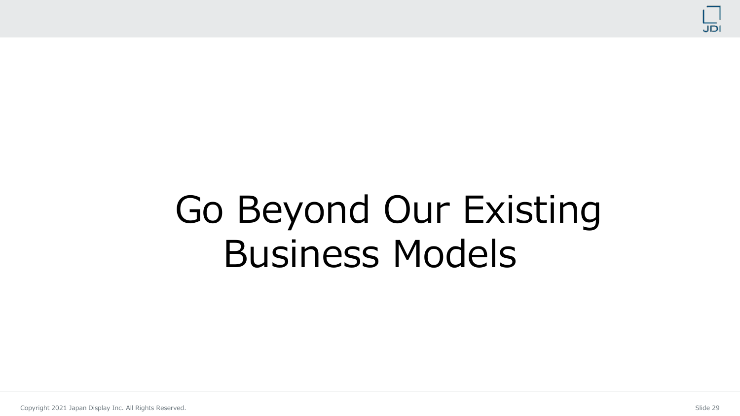# Go Beyond Our Existing Business Models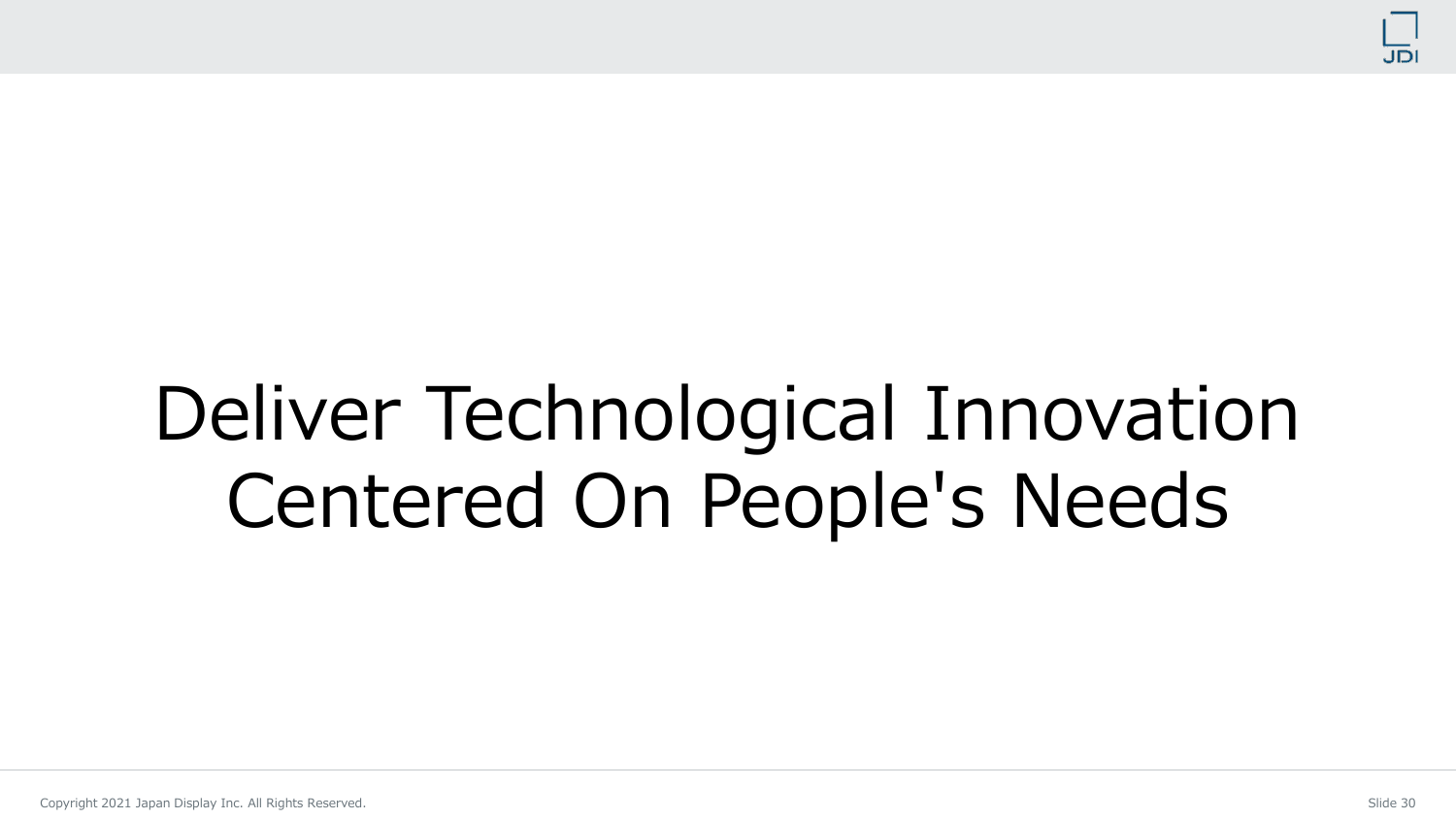# Deliver Technological Innovation Centered On People's Needs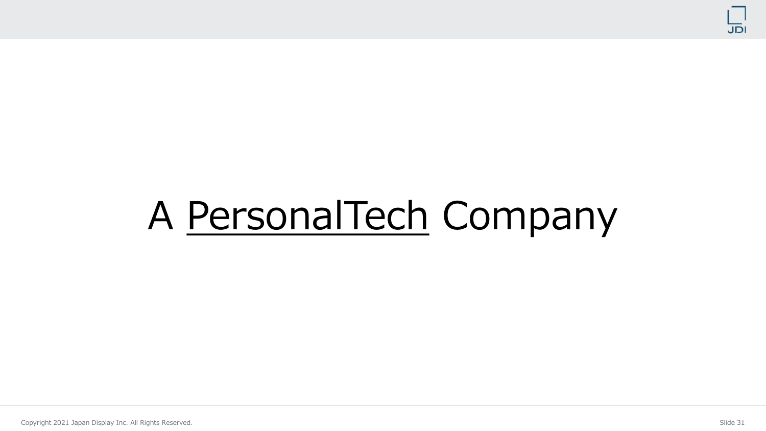A <u>PersonalTech</u> Company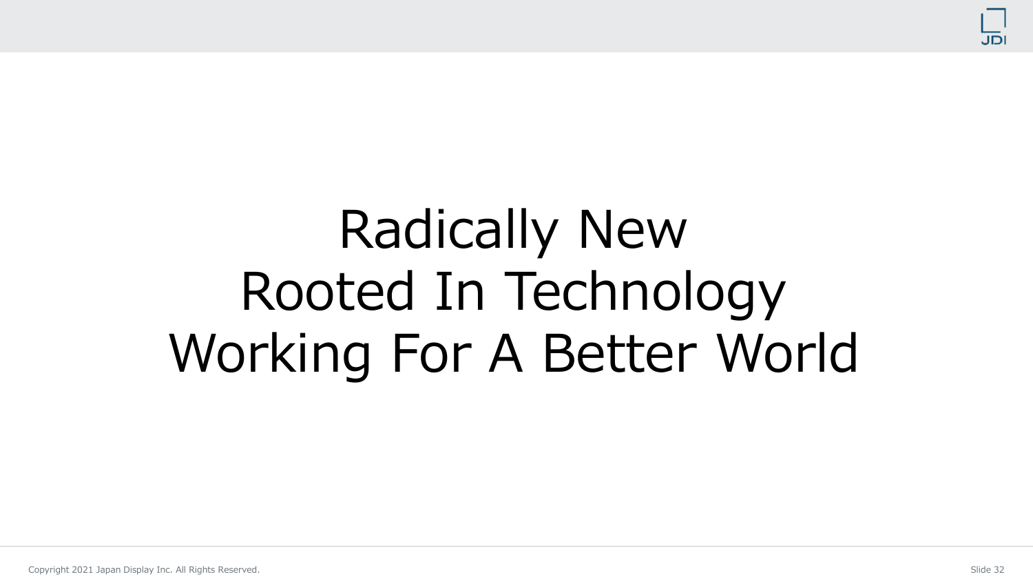Radically New
Rooted In Technology
Working For A Better World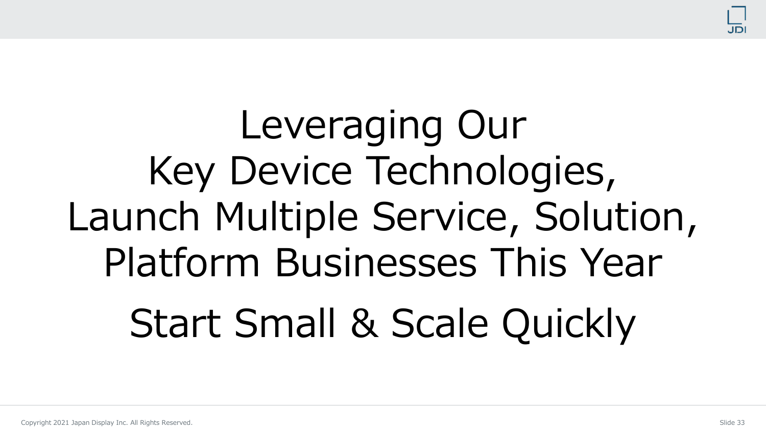# Leveraging Our Key Device Technologies, Launch Multiple Service, Solution, Platform Businesses This Year

## Start Small & Scale Quickly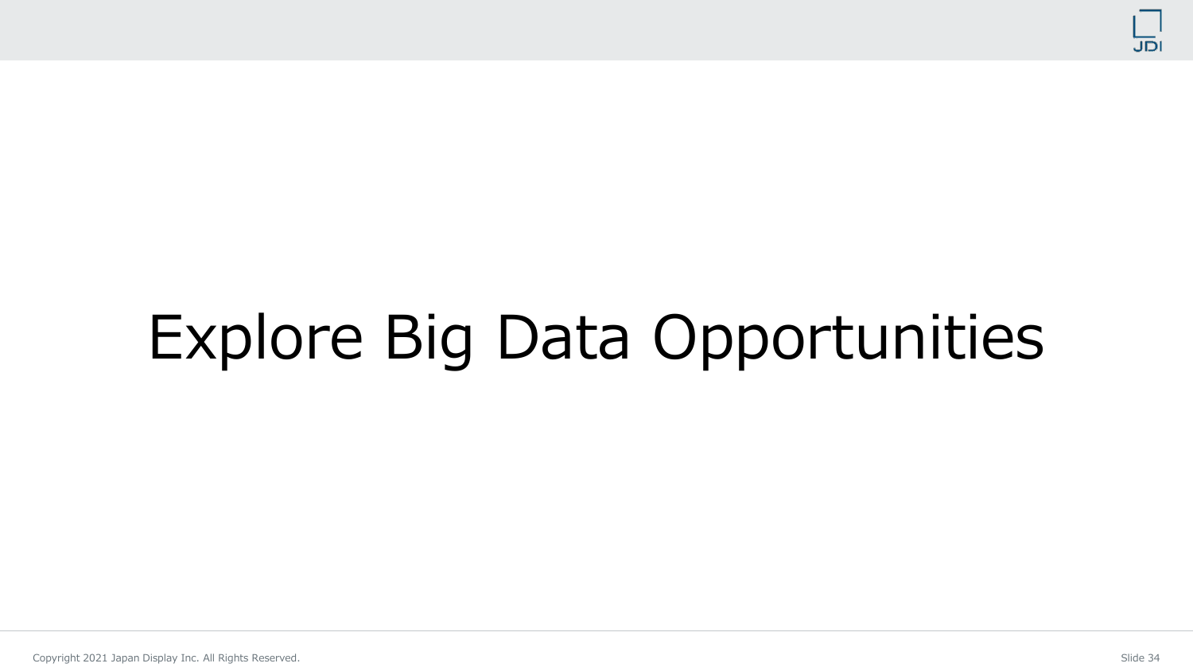# Explore Big Data Opportunities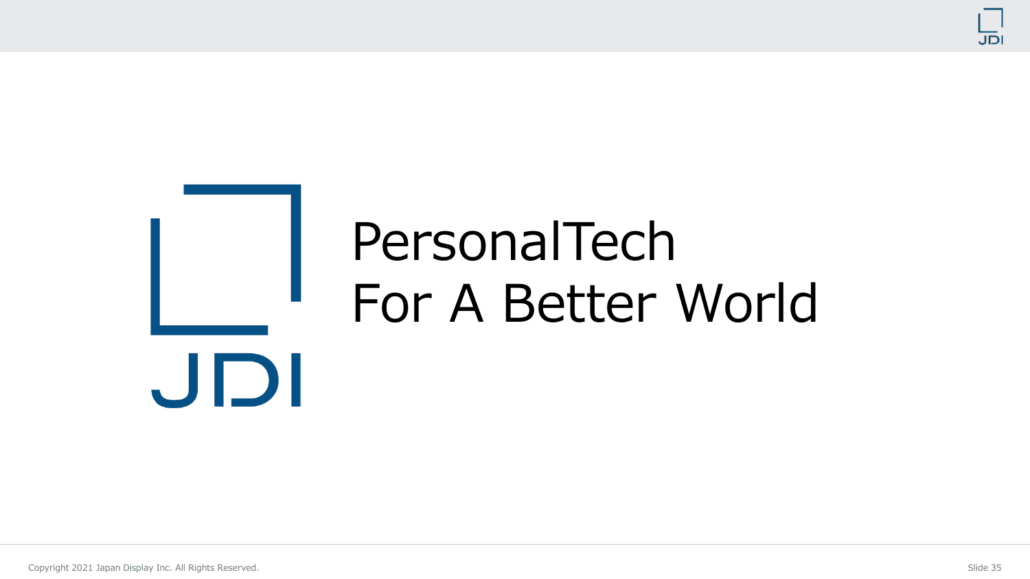# PersonalTech For A Better World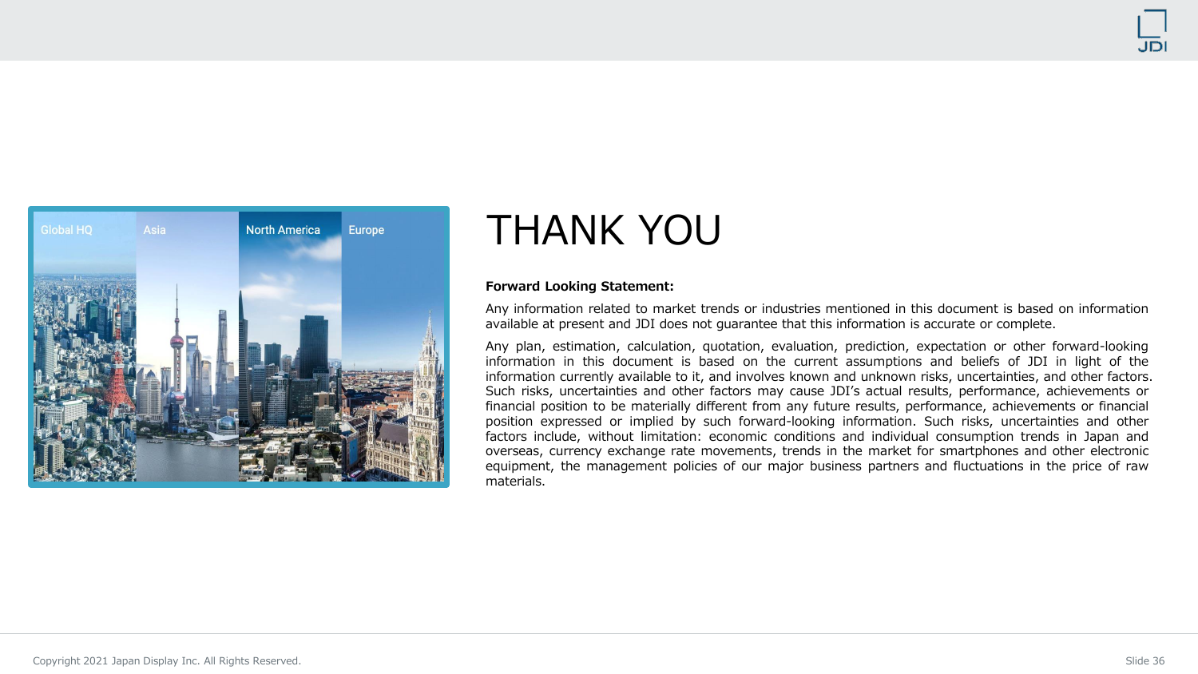Global HQ

Asia

North America

Europe

# THANK YOU

**Forward Looking Statement:**

Any information related to market trends or industries mentioned in this document is based on information available at present and JDI does not guarantee that this information is accurate or complete.

Any plan, estimation, calculation, quotation, evaluation, prediction, expectation or other forward-looking information in this document is based on the current assumptions and beliefs of JDI in light of the information currently available to it, and involves known and unknown risks, uncertainties, and other factors. Such risks, uncertainties and other factors may cause JDI's actual results, performance, achievements or financial position to be materially different from any future results, performance, achievements or financial position expressed or implied by such forward-looking information. Such risks, uncertainties and other factors include, without limitation: economic conditions and individual consumption trends in Japan and overseas, currency exchange rate movements, trends in the market for smartphones and other electronic equipment, the management policies of our major business partners and fluctuations in the price of raw materials.

Copyright 2021 Japan Display Inc. All Rights Reserved.